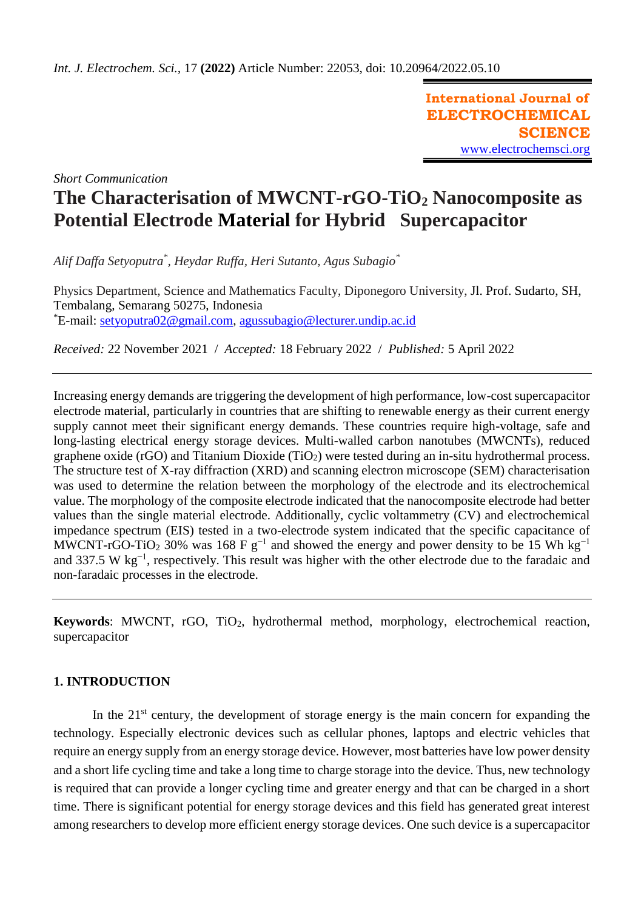*Int. J. Electrochem. Sci.*, 17 **(2022)** Article Number: 22053, doi: 10.20964/2022.05.10

**International Journal of ELECTROCHEMICAL SCIENCE**
www.electrochemsci.org

*Short Communication*

# The Characterisation of MWCNT-rGO-$TiO_2$ Nanocomposite as Potential Electrode Material for Hybrid Supercapacitor

*Alif Daffa Setyoputra\*, Heydar Ruffa, Heri Sutanto, Agus Subagio\**

Physics Department, Science and Mathematics Faculty, Diponegoro University, Jl. Prof. Sudarto, SH, Tembalang, Semarang 50275, Indonesia
\*E-mail: setyoputra02@gmail.com, agussubagio@lecturer.undip.ac.id

*Received:* 22 November 2021 / *Accepted:* 18 February 2022 / *Published:* 5 April 2022

---

Increasing energy demands are triggering the development of high performance, low-cost supercapacitor electrode material, particularly in countries that are shifting to renewable energy as their current energy supply cannot meet their significant energy demands. These countries require high-voltage, safe and long-lasting electrical energy storage devices. Multi-walled carbon nanotubes (MWCNTs), reduced graphene oxide (rGO) and Titanium Dioxide ($TiO_2$) were tested during an in-situ hydrothermal process. The structure test of X-ray diffraction (XRD) and scanning electron microscope (SEM) characterisation was used to determine the relation between the morphology of the electrode and its electrochemical value. The morphology of the composite electrode indicated that the nanocomposite electrode had better values than the single material electrode. Additionally, cyclic voltammetry (CV) and electrochemical impedance spectrum (EIS) tested in a two-electrode system indicated that the specific capacitance of MWCNT-rGO-$TiO_2$ 30% was 168 F $g^{-1}$ and showed the energy and power density to be 15 Wh $kg^{-1}$ and 337.5 W $kg^{-1}$, respectively. This result was higher with the other electrode due to the faradaic and non-faradaic processes in the electrode.

---

**Keywords**: MWCNT, rGO, $TiO_2$, hydrothermal method, morphology, electrochemical reaction, supercapacitor

## 1. INTRODUCTION

In the 21st century, the development of storage energy is the main concern for expanding the technology. Especially electronic devices such as cellular phones, laptops and electric vehicles that require an energy supply from an energy storage device. However, most batteries have low power density and a short life cycling time and take a long time to charge storage into the device. Thus, new technology is required that can provide a longer cycling time and greater energy and that can be charged in a short time. There is significant potential for energy storage devices and this field has generated great interest among researchers to develop more efficient energy storage devices. One such device is a supercapacitor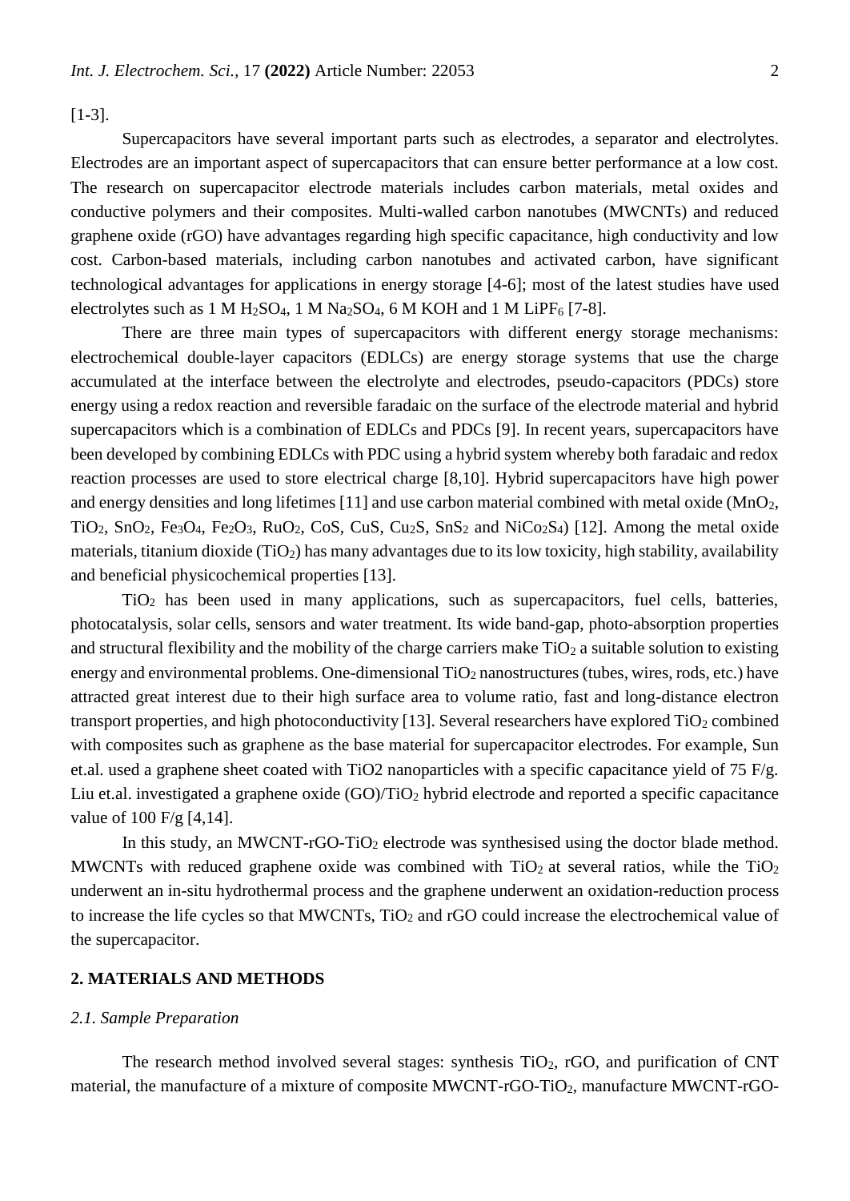[1-3].

Supercapacitors have several important parts such as electrodes, a separator and electrolytes. Electrodes are an important aspect of supercapacitors that can ensure better performance at a low cost. The research on supercapacitor electrode materials includes carbon materials, metal oxides and conductive polymers and their composites. Multi-walled carbon nanotubes (MWCNTs) and reduced graphene oxide (rGO) have advantages regarding high specific capacitance, high conductivity and low cost. Carbon-based materials, including carbon nanotubes and activated carbon, have significant technological advantages for applications in energy storage [4-6]; most of the latest studies have used electrolytes such as 1 M $H_2SO_4$, 1 M $Na_2SO_4$, 6 M KOH and 1 M $LiPF_6$ [7-8].

There are three main types of supercapacitors with different energy storage mechanisms: electrochemical double-layer capacitors (EDLCs) are energy storage systems that use the charge accumulated at the interface between the electrolyte and electrodes, pseudo-capacitors (PDCs) store energy using a redox reaction and reversible faradaic on the surface of the electrode material and hybrid supercapacitors which is a combination of EDLCs and PDCs [9]. In recent years, supercapacitors have been developed by combining EDLCs with PDC using a hybrid system whereby both faradaic and redox reaction processes are used to store electrical charge [8,10]. Hybrid supercapacitors have high power and energy densities and long lifetimes [11] and use carbon material combined with metal oxide ($MnO_2$, $TiO_2$, $SnO_2$, $Fe_3O_4$, $Fe_2O_3$, $RuO_2$, CoS, CuS, $Cu_2S$, $SnS_2$ and $NiCo_2S_4$) [12]. Among the metal oxide materials, titanium dioxide ($TiO_2$) has many advantages due to its low toxicity, high stability, availability and beneficial physicochemical properties [13].

$TiO_2$ has been used in many applications, such as supercapacitors, fuel cells, batteries, photocatalysis, solar cells, sensors and water treatment. Its wide band-gap, photo-absorption properties and structural flexibility and the mobility of the charge carriers make $TiO_2$ a suitable solution to existing energy and environmental problems. One-dimensional $TiO_2$ nanostructures (tubes, wires, rods, etc.) have attracted great interest due to their high surface area to volume ratio, fast and long-distance electron transport properties, and high photoconductivity [13]. Several researchers have explored $TiO_2$ combined with composites such as graphene as the base material for supercapacitor electrodes. For example, Sun et.al. used a graphene sheet coated with TiO2 nanoparticles with a specific capacitance yield of 75 F/g. Liu et.al. investigated a graphene oxide (GO)/$TiO_2$ hybrid electrode and reported a specific capacitance value of 100 F/g [4,14].

In this study, an MWCNT-rGO-$TiO_2$ electrode was synthesised using the doctor blade method. MWCNTs with reduced graphene oxide was combined with $TiO_2$ at several ratios, while the $TiO_2$ underwent an in-situ hydrothermal process and the graphene underwent an oxidation-reduction process to increase the life cycles so that MWCNTs, $TiO_2$ and rGO could increase the electrochemical value of the supercapacitor.

## 2. MATERIALS AND METHODS

### *2.1. Sample Preparation*

The research method involved several stages: synthesis $TiO_2$, rGO, and purification of CNT material, the manufacture of a mixture of composite MWCNT-rGO-$TiO_2$, manufacture MWCNT-rGO-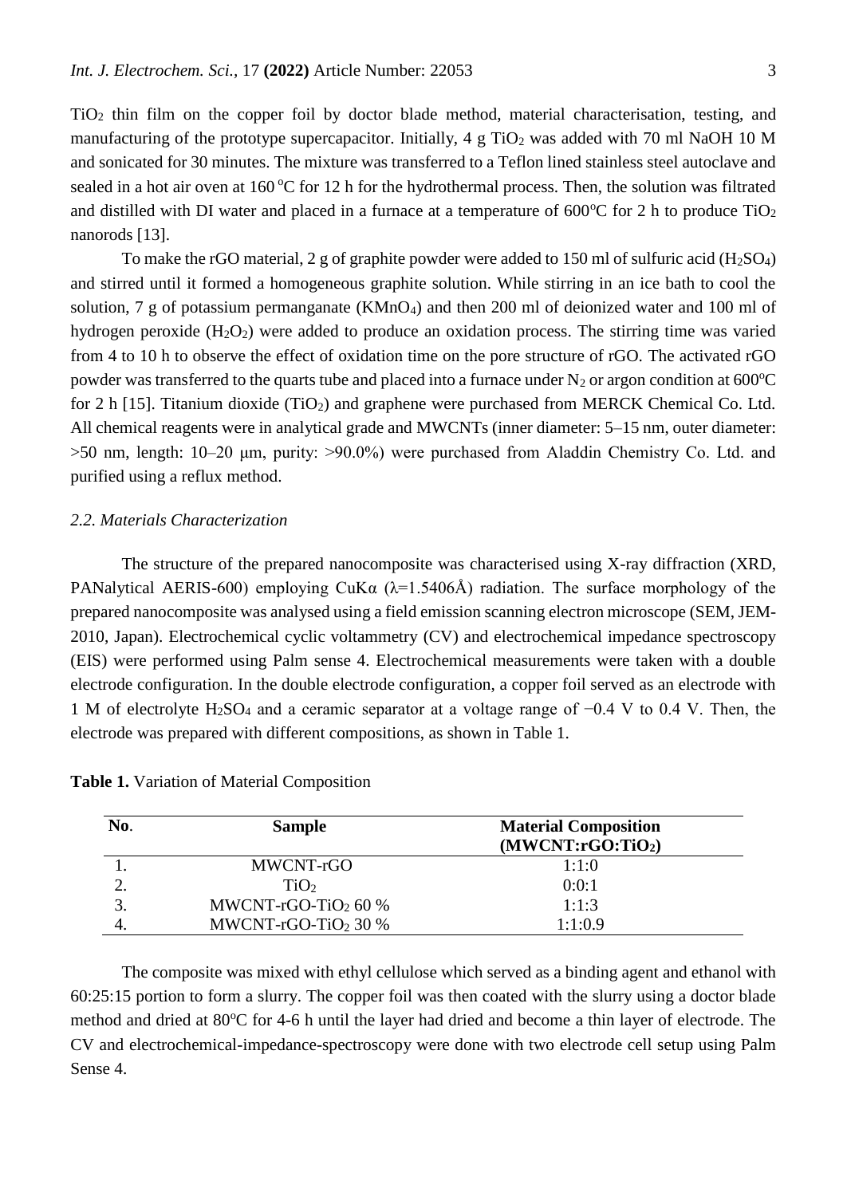$TiO_2$ thin film on the copper foil by doctor blade method, material characterisation, testing, and manufacturing of the prototype supercapacitor. Initially, 4 g $TiO_2$ was added with 70 ml NaOH 10 M and sonicated for 30 minutes. The mixture was transferred to a Teflon lined stainless steel autoclave and sealed in a hot air oven at 160 °C for 12 h for the hydrothermal process. Then, the solution was filtrated and distilled with DI water and placed in a furnace at a temperature of 600°C for 2 h to produce $TiO_2$ nanorods [13].

To make the rGO material, 2 g of graphite powder were added to 150 ml of sulfuric acid ($H_2SO_4$) and stirred until it formed a homogeneous graphite solution. While stirring in an ice bath to cool the solution, 7 g of potassium permanganate ($KMnO_4$) and then 200 ml of deionized water and 100 ml of hydrogen peroxide ($H_2O_2$) were added to produce an oxidation process. The stirring time was varied from 4 to 10 h to observe the effect of oxidation time on the pore structure of rGO. The activated rGO powder was transferred to the quarts tube and placed into a furnace under $N_2$ or argon condition at 600°C for 2 h [15]. Titanium dioxide ($TiO_2$) and graphene were purchased from MERCK Chemical Co. Ltd. All chemical reagents were in analytical grade and MWCNTs (inner diameter: 5–15 nm, outer diameter: >50 nm, length: 10–20 μm, purity: >90.0%) were purchased from Aladdin Chemistry Co. Ltd. and purified using a reflux method.

### *2.2. Materials Characterization*

The structure of the prepared nanocomposite was characterised using X-ray diffraction (XRD, PANalytical AERIS-600) employing CuKα (λ=1.5406Å) radiation. The surface morphology of the prepared nanocomposite was analysed using a field emission scanning electron microscope (SEM, JEM-2010, Japan). Electrochemical cyclic voltammetry (CV) and electrochemical impedance spectroscopy (EIS) were performed using Palm sense 4. Electrochemical measurements were taken with a double electrode configuration. In the double electrode configuration, a copper foil served as an electrode with 1 M of electrolyte $H_2SO_4$ and a ceramic separator at a voltage range of −0.4 V to 0.4 V. Then, the electrode was prepared with different compositions, as shown in Table 1.

**Table 1.** Variation of Material Composition

| No. | Sample | Material Composition ($MWCNT:rGO:TiO_2$) |
|---|---|---|
| 1. | MWCNT-rGO | 1:1:0 |
| 2. | $TiO_2$ | 0:0:1 |
| 3. | MWCNT-rGO-$TiO_2$ 60 % | 1:1:3 |
| 4. | MWCNT-rGO-$TiO_2$ 30 % | 1:1:0.9 |

The composite was mixed with ethyl cellulose which served as a binding agent and ethanol with 60:25:15 portion to form a slurry. The copper foil was then coated with the slurry using a doctor blade method and dried at 80°C for 4-6 h until the layer had dried and become a thin layer of electrode. The CV and electrochemical-impedance-spectroscopy were done with two electrode cell setup using Palm Sense 4.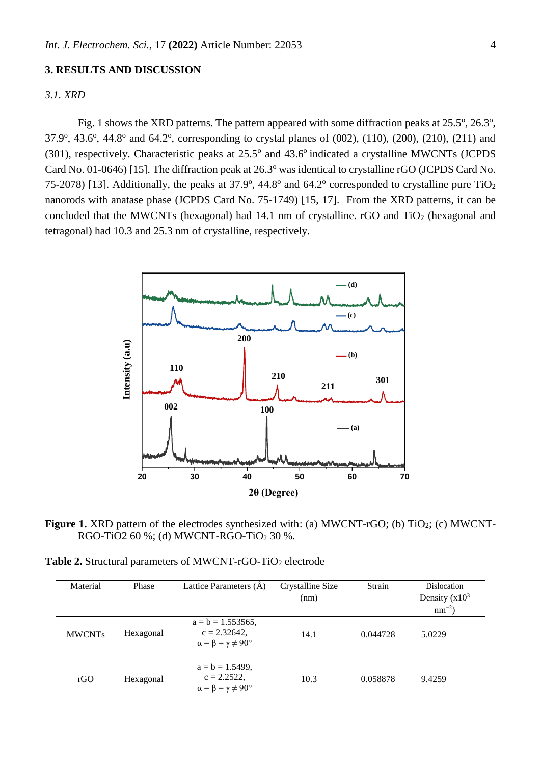## 3. RESULTS AND DISCUSSION

### *3.1. XRD*

Fig. 1 shows the XRD patterns. The pattern appeared with some diffraction peaks at 25.5°, 26.3°, 37.9°, 43.6°, 44.8° and 64.2°, corresponding to crystal planes of (002), (110), (200), (210), (211) and (301), respectively. Characteristic peaks at 25.5° and 43.6° indicated a crystalline MWCNTs (JCPDS Card No. 01-0646) [15]. The diffraction peak at 26.3° was identical to crystalline rGO (JCPDS Card No. 75-2078) [13]. Additionally, the peaks at 37.9°, 44.8° and 64.2° corresponded to crystalline pure $TiO_2$ nanorods with anatase phase (JCPDS Card No. 75-1749) [15, 17]. From the XRD patterns, it can be concluded that the MWCNTs (hexagonal) had 14.1 nm of crystalline. rGO and $TiO_2$ (hexagonal and tetragonal) had 10.3 and 25.3 nm of crystalline, respectively.

**Figure 1.** XRD pattern of the electrodes synthesized with: (a) MWCNT-rGO; (b) $TiO_2$; (c) MWCNT-RGO-TiO2 60 %; (d) MWCNT-RGO-$TiO_2$ 30 %.

**Table 2.** Structural parameters of MWCNT-rGO-$TiO_2$ electrode

| Material | Phase | Lattice Parameters (Å) | Crystalline Size (nm) | Strain | Dislocation Density (x$10^3$ $nm^{-2}$) |
|---|---|---|---|---|---|
| MWCNTs | Hexagonal | a = b = 1.553565, c = 2.32642, $\alpha = \beta = \gamma \neq 90°$ | 14.1 | 0.044728 | 5.0229 |
| rGO | Hexagonal | a = b = 1.5499, c = 2.2522, $\alpha = \beta = \gamma \neq 90°$ | 10.3 | 0.058878 | 9.4259 |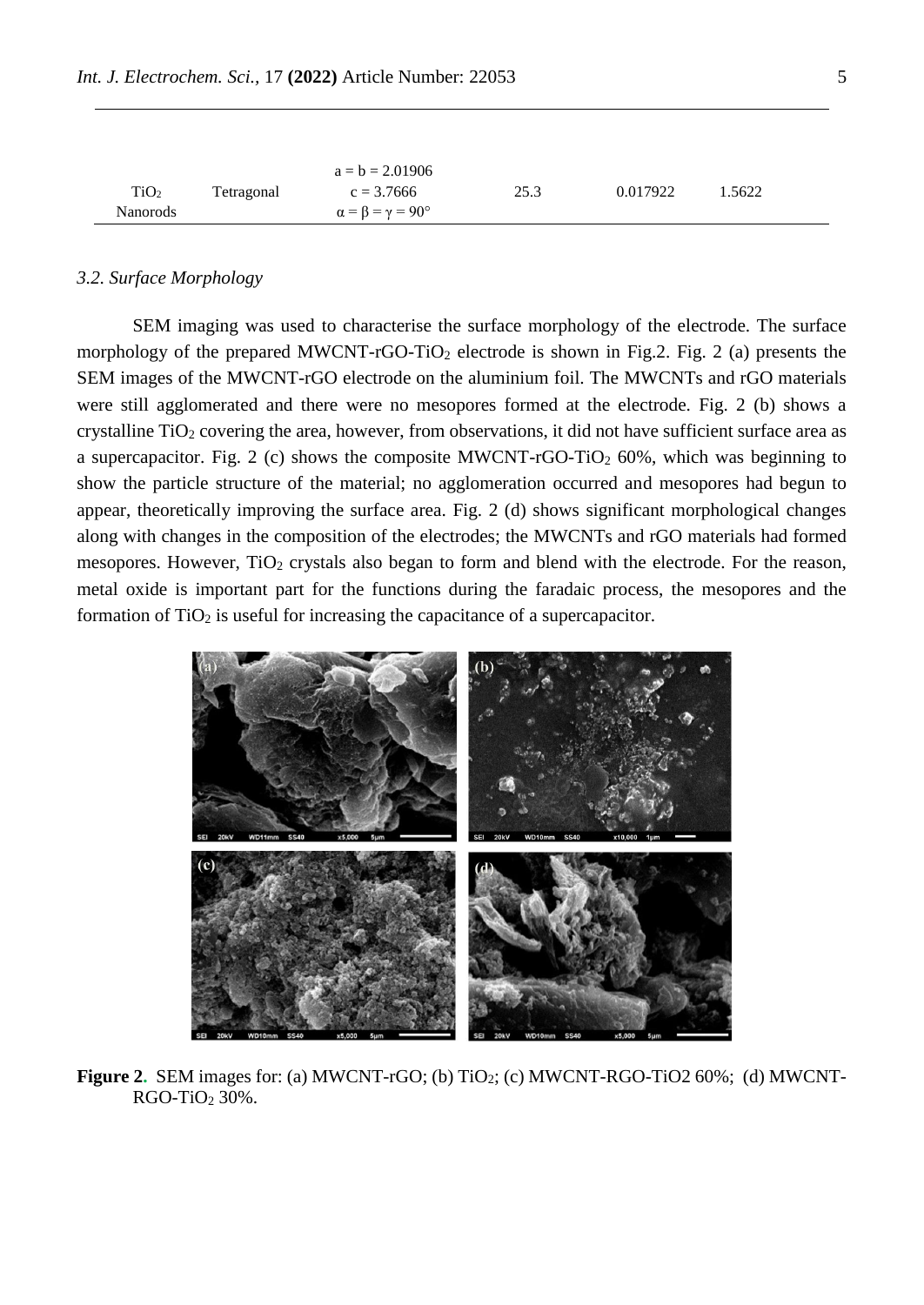| | | | | | |
|---|---|---|---|---|---|
| $TiO_2$ Nanorods | Tetragonal | a = b = 2.01906<br>c = 3.7666<br>$\alpha = \beta = \gamma = 90°$ | 25.3 | 0.017922 | 1.5622 |

### 3.2. Surface Morphology

SEM imaging was used to characterise the surface morphology of the electrode. The surface morphology of the prepared MWCNT-rGO-$TiO_2$ electrode is shown in Fig.2. Fig. 2 (a) presents the SEM images of the MWCNT-rGO electrode on the aluminium foil. The MWCNTs and rGO materials were still agglomerated and there were no mesopores formed at the electrode. Fig. 2 (b) shows a crystalline $TiO_2$ covering the area, however, from observations, it did not have sufficient surface area as a supercapacitor. Fig. 2 (c) shows the composite MWCNT-rGO-$TiO_2$ 60%, which was beginning to show the particle structure of the material; no agglomeration occurred and mesopores had begun to appear, theoretically improving the surface area. Fig. 2 (d) shows significant morphological changes along with changes in the composition of the electrodes; the MWCNTs and rGO materials had formed mesopores. However, $TiO_2$ crystals also began to form and blend with the electrode. For the reason, metal oxide is important part for the functions during the faradaic process, the mesopores and the formation of $TiO_2$ is useful for increasing the capacitance of a supercapacitor.

**Figure 2.** SEM images for: (a) MWCNT-rGO; (b) $TiO_2$; (c) MWCNT-RGO-TiO2 60%; (d) MWCNT-RGO-$TiO_2$ 30%.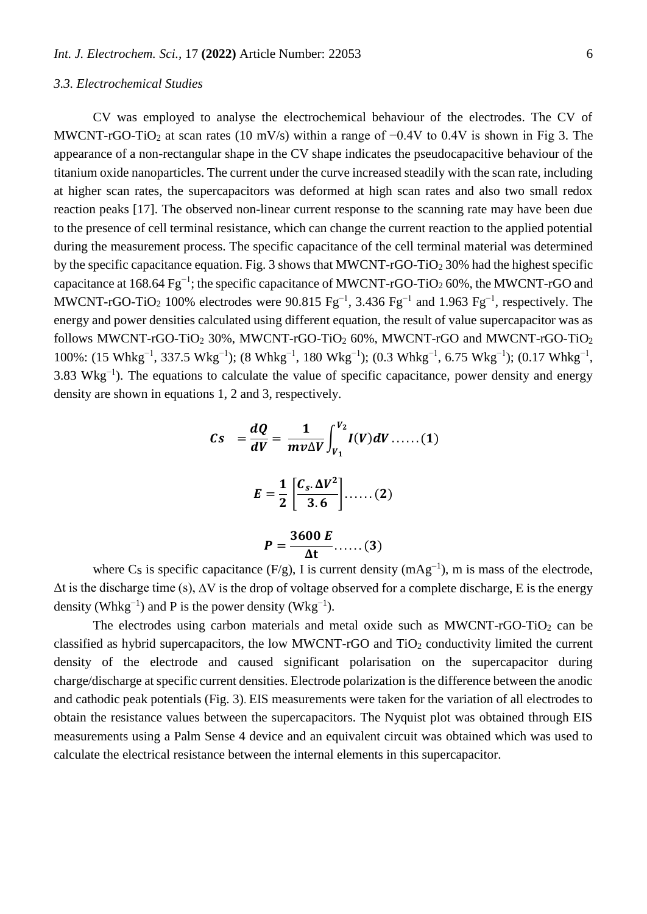### *3.3. Electrochemical Studies*

CV was employed to analyse the electrochemical behaviour of the electrodes. The CV of MWCNT-rGO-$TiO_2$ at scan rates (10 mV/s) within a range of −0.4V to 0.4V is shown in Fig 3. The appearance of a non-rectangular shape in the CV shape indicates the pseudocapacitive behaviour of the titanium oxide nanoparticles. The current under the curve increased steadily with the scan rate, including at higher scan rates, the supercapacitors was deformed at high scan rates and also two small redox reaction peaks [17]. The observed non-linear current response to the scanning rate may have been due to the presence of cell terminal resistance, which can change the current reaction to the applied potential during the measurement process. The specific capacitance of the cell terminal material was determined by the specific capacitance equation. Fig. 3 shows that MWCNT-rGO-$TiO_2$ 30% had the highest specific capacitance at 168.64 $Fg^{-1}$; the specific capacitance of MWCNT-rGO-$TiO_2$ 60%, the MWCNT-rGO and MWCNT-rGO-$TiO_2$ 100% electrodes were 90.815 $Fg^{-1}$, 3.436 $Fg^{-1}$ and 1.963 $Fg^{-1}$, respectively. The energy and power densities calculated using different equation, the result of value supercapacitor was as follows MWCNT-rGO-$TiO_2$ 30%, MWCNT-rGO-$TiO_2$ 60%, MWCNT-rGO and MWCNT-rGO-$TiO_2$ 100%: (15 $Whkg^{-1}$, 337.5 $Wkg^{-1}$); (8 $Whkg^{-1}$, 180 $Wkg^{-1}$); (0.3 $Whkg^{-1}$, 6.75 $Wkg^{-1}$); (0.17 $Whkg^{-1}$, 3.83 $Wkg^{-1}$). The equations to calculate the value of specific capacitance, power density and energy density are shown in equations 1, 2 and 3, respectively.

$$\boldsymbol{Cs} = \frac{\boldsymbol{dQ}}{\boldsymbol{dV}} = \frac{\mathbf{1}}{\boldsymbol{mv\Delta V}}\int_{\boldsymbol{V_1}}^{\boldsymbol{V_2}} \boldsymbol{I(V)dV} \ldots\ldots(\mathbf{1})$$

$$\boldsymbol{E} = \frac{\mathbf{1}}{\mathbf{2}}\left[\frac{\boldsymbol{C_s}.\boldsymbol{\Delta V^2}}{\mathbf{3.6}}\right] \ldots\ldots(\mathbf{2})$$

$$\boldsymbol{P} = \frac{\mathbf{3600}\ \boldsymbol{E}}{\boldsymbol{\Delta t}} \ldots\ldots(\mathbf{3})$$

where $C_S$ is specific capacitance (F/g), I is current density ($mAg^{-1}$), m is mass of the electrode, $\Delta t$ is the discharge time (s), $\Delta V$ is the drop of voltage observed for a complete discharge, E is the energy density ($Whkg^{-1}$) and P is the power density ($Wkg^{-1}$).

The electrodes using carbon materials and metal oxide such as MWCNT-rGO-$TiO_2$ can be classified as hybrid supercapacitors, the low MWCNT-rGO and $TiO_2$ conductivity limited the current density of the electrode and caused significant polarisation on the supercapacitor during charge/discharge at specific current densities. Electrode polarization is the difference between the anodic and cathodic peak potentials (Fig. 3). EIS measurements were taken for the variation of all electrodes to obtain the resistance values between the supercapacitors. The Nyquist plot was obtained through EIS measurements using a Palm Sense 4 device and an equivalent circuit was obtained which was used to calculate the electrical resistance between the internal elements in this supercapacitor.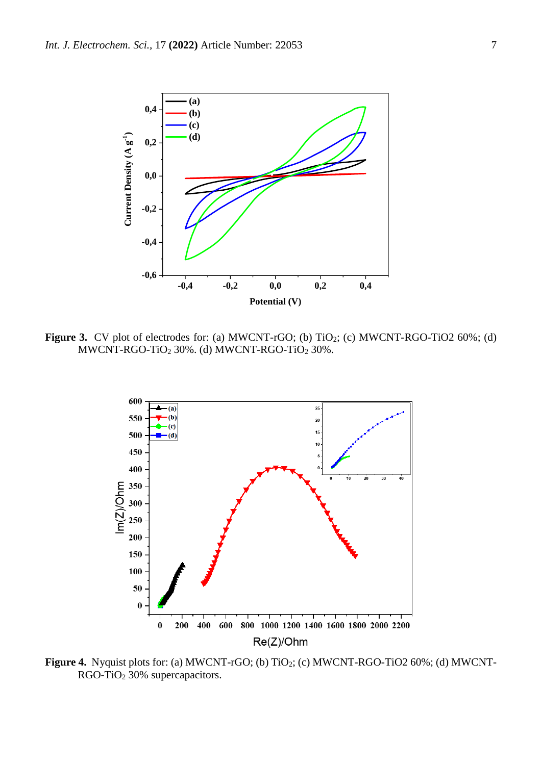**Figure 3.** CV plot of electrodes for: (a) MWCNT-rGO; (b) $TiO_2$; (c) MWCNT-RGO-TiO2 60%; (d) MWCNT-RGO-$TiO_2$ 30%. (d) MWCNT-RGO-$TiO_2$ 30%.

**Figure 4.** Nyquist plots for: (a) MWCNT-rGO; (b) $TiO_2$; (c) MWCNT-RGO-TiO2 60%; (d) MWCNT-RGO-$TiO_2$ 30% supercapacitors.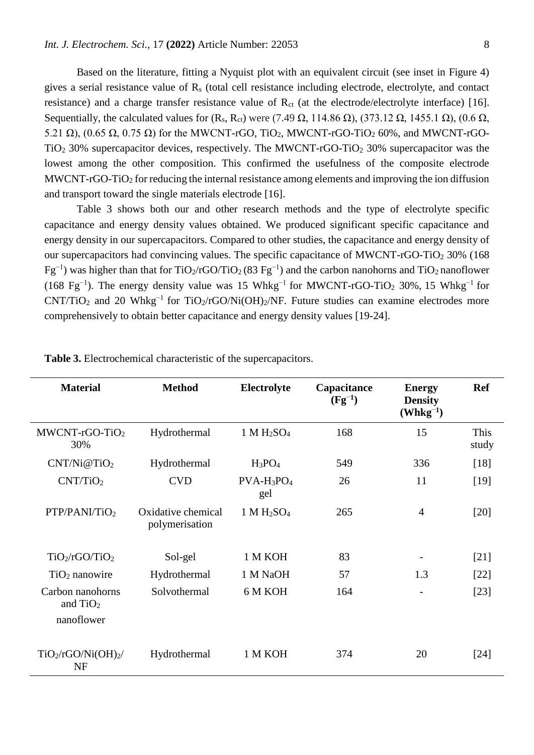Based on the literature, fitting a Nyquist plot with an equivalent circuit (see inset in Figure 4) gives a serial resistance value of $R_s$ (total cell resistance including electrode, electrolyte, and contact resistance) and a charge transfer resistance value of $R_{ct}$ (at the electrode/electrolyte interface) [16]. Sequentially, the calculated values for ($R_s$, $R_{ct}$) were (7.49 Ω, 114.86 Ω), (373.12 Ω, 1455.1 Ω), (0.6 Ω, 5.21 Ω), (0.65 Ω, 0.75 Ω) for the MWCNT-rGO, $TiO_2$, MWCNT-rGO-$TiO_2$ 60%, and MWCNT-rGO-$TiO_2$ 30% supercapacitor devices, respectively. The MWCNT-rGO-$TiO_2$ 30% supercapacitor was the lowest among the other composition. This confirmed the usefulness of the composite electrode MWCNT-rGO-$TiO_2$ for reducing the internal resistance among elements and improving the ion diffusion and transport toward the single materials electrode [16].

Table 3 shows both our and other research methods and the type of electrolyte specific capacitance and energy density values obtained. We produced significant specific capacitance and energy density in our supercapacitors. Compared to other studies, the capacitance and energy density of our supercapacitors had convincing values. The specific capacitance of MWCNT-rGO-$TiO_2$ 30% (168 $Fg^{-1}$) was higher than that for $TiO_2$/rGO/$TiO_2$ (83 $Fg^{-1}$) and the carbon nanohorns and $TiO_2$ nanoflower (168 $Fg^{-1}$). The energy density value was 15 $Whkg^{-1}$ for MWCNT-rGO-$TiO_2$ 30%, 15 $Whkg^{-1}$ for CNT/$TiO_2$ and 20 $Whkg^{-1}$ for $TiO_2$/rGO/Ni$(OH)_2$/NF. Future studies can examine electrodes more comprehensively to obtain better capacitance and energy density values [19-24].

**Table 3.** Electrochemical characteristic of the supercapacitors.

| Material | Method | Electrolyte | Capacitance ($Fg^{-1}$) | Energy Density ($Whkg^{-1}$) | Ref |
|---|---|---|---|---|---|
| MWCNT-rGO-$TiO_2$ 30% | Hydrothermal | 1 M $H_2SO_4$ | 168 | 15 | This study |
| CNT/Ni@$TiO_2$ | Hydrothermal | $H_3PO_4$ | 549 | 336 | [18] |
| CNT/$TiO_2$ | CVD | PVA-$H_3PO_4$ gel | 26 | 11 | [19] |
| PTP/PANI/$TiO_2$ | Oxidative chemical polymerisation | 1 M $H_2SO_4$ | 265 | 4 | [20] |
| $TiO_2$/rGO/$TiO_2$ | Sol-gel | 1 M KOH | 83 | - | [21] |
| $TiO_2$ nanowire | Hydrothermal | 1 M NaOH | 57 | 1.3 | [22] |
| Carbon nanohorns and $TiO_2$ nanoflower | Solvothermal | 6 M KOH | 164 | - | [23] |
| $TiO_2$/rGO/Ni$(OH)_2$/NF | Hydrothermal | 1 M KOH | 374 | 20 | [24] |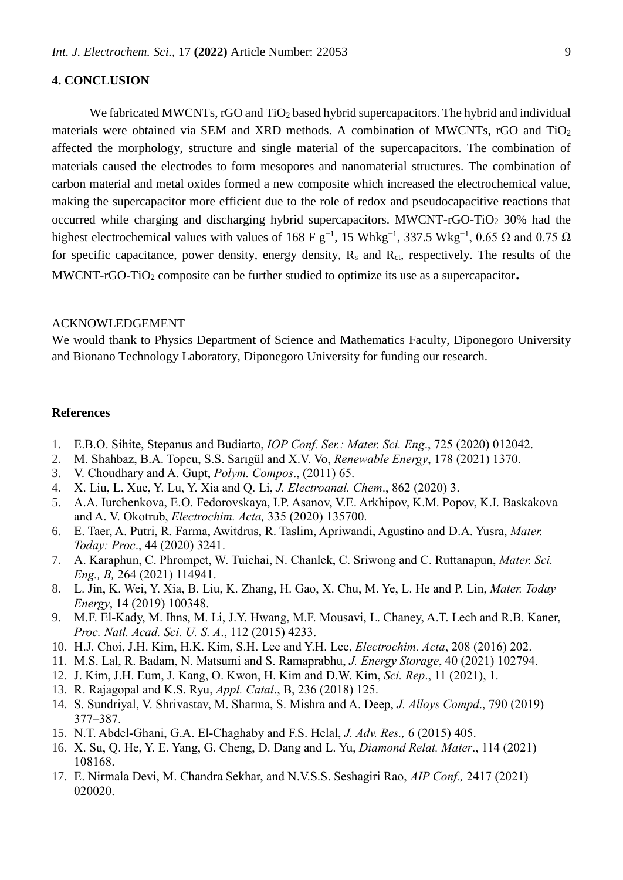## 4. CONCLUSION

We fabricated MWCNTs, rGO and $TiO_2$ based hybrid supercapacitors. The hybrid and individual materials were obtained via SEM and XRD methods. A combination of MWCNTs, rGO and $TiO_2$ affected the morphology, structure and single material of the supercapacitors. The combination of materials caused the electrodes to form mesopores and nanomaterial structures. The combination of carbon material and metal oxides formed a new composite which increased the electrochemical value, making the supercapacitor more efficient due to the role of redox and pseudocapacitive reactions that occurred while charging and discharging hybrid supercapacitors. MWCNT-rGO-$TiO_2$ 30% had the highest electrochemical values with values of 168 F $g^{-1}$, 15 $Whkg^{-1}$, 337.5 $Wkg^{-1}$, 0.65 Ω and 0.75 Ω for specific capacitance, power density, energy density, $R_s$ and $R_{ct}$, respectively. The results of the MWCNT-rGO-$TiO_2$ composite can be further studied to optimize its use as a supercapacitor.

ACKNOWLEDGEMENT

We would thank to Physics Department of Science and Mathematics Faculty, Diponegoro University and Bionano Technology Laboratory, Diponegoro University for funding our research.

## References

1. E.B.O. Sihite, Stepanus and Budiarto, *IOP Conf. Ser.: Mater. Sci. Eng*., 725 (2020) 012042.
2. M. Shahbaz, B.A. Topcu, S.S. Sarıgül and X.V. Vo, *Renewable Energy*, 178 (2021) 1370.
3. V. Choudhary and A. Gupt, *Polym. Compos*., (2011) 65.
4. X. Liu, L. Xue, Y. Lu, Y. Xia and Q. Li, *J. Electroanal. Chem*., 862 (2020) 3.
5. A.A. Iurchenkova, E.O. Fedorovskaya, I.P. Asanov, V.E. Arkhipov, K.M. Popov, K.I. Baskakova and A. V. Okotrub, *Electrochim. Acta,* 335 (2020) 135700.
6. E. Taer, A. Putri, R. Farma, Awitdrus, R. Taslim, Apriwandi, Agustino and D.A. Yusra, *Mater. Today: Proc*., 44 (2020) 3241.
7. A. Karaphun, C. Phrompet, W. Tuichai, N. Chanlek, C. Sriwong and C. Ruttanapun, *Mater. Sci. Eng., B,* 264 (2021) 114941.
8. L. Jin, K. Wei, Y. Xia, B. Liu, K. Zhang, H. Gao, X. Chu, M. Ye, L. He and P. Lin, *Mater. Today Energy*, 14 (2019) 100348.
9. M.F. El-Kady, M. Ihns, M. Li, J.Y. Hwang, M.F. Mousavi, L. Chaney, A.T. Lech and R.B. Kaner, *Proc. Natl. Acad. Sci. U. S. A*., 112 (2015) 4233.
10. H.J. Choi, J.H. Kim, H.K. Kim, S.H. Lee and Y.H. Lee, *Electrochim. Acta*, 208 (2016) 202.
11. M.S. Lal, R. Badam, N. Matsumi and S. Ramaprabhu, *J. Energy Storage*, 40 (2021) 102794.
12. J. Kim, J.H. Eum, J. Kang, O. Kwon, H. Kim and D.W. Kim, *Sci. Rep*., 11 (2021), 1.
13. R. Rajagopal and K.S. Ryu, *Appl. Catal*., B, 236 (2018) 125.
14. S. Sundriyal, V. Shrivastav, M. Sharma, S. Mishra and A. Deep, *J. Alloys Compd*., 790 (2019) 377–387.
15. N.T. Abdel-Ghani, G.A. El-Chaghaby and F.S. Helal, *J. Adv. Res.,* 6 (2015) 405.
16. X. Su, Q. He, Y. E. Yang, G. Cheng, D. Dang and L. Yu, *Diamond Relat. Mater*., 114 (2021) 108168.
17. E. Nirmala Devi, M. Chandra Sekhar, and N.V.S.S. Seshagiri Rao, *AIP Conf.,* 2417 (2021) 020020.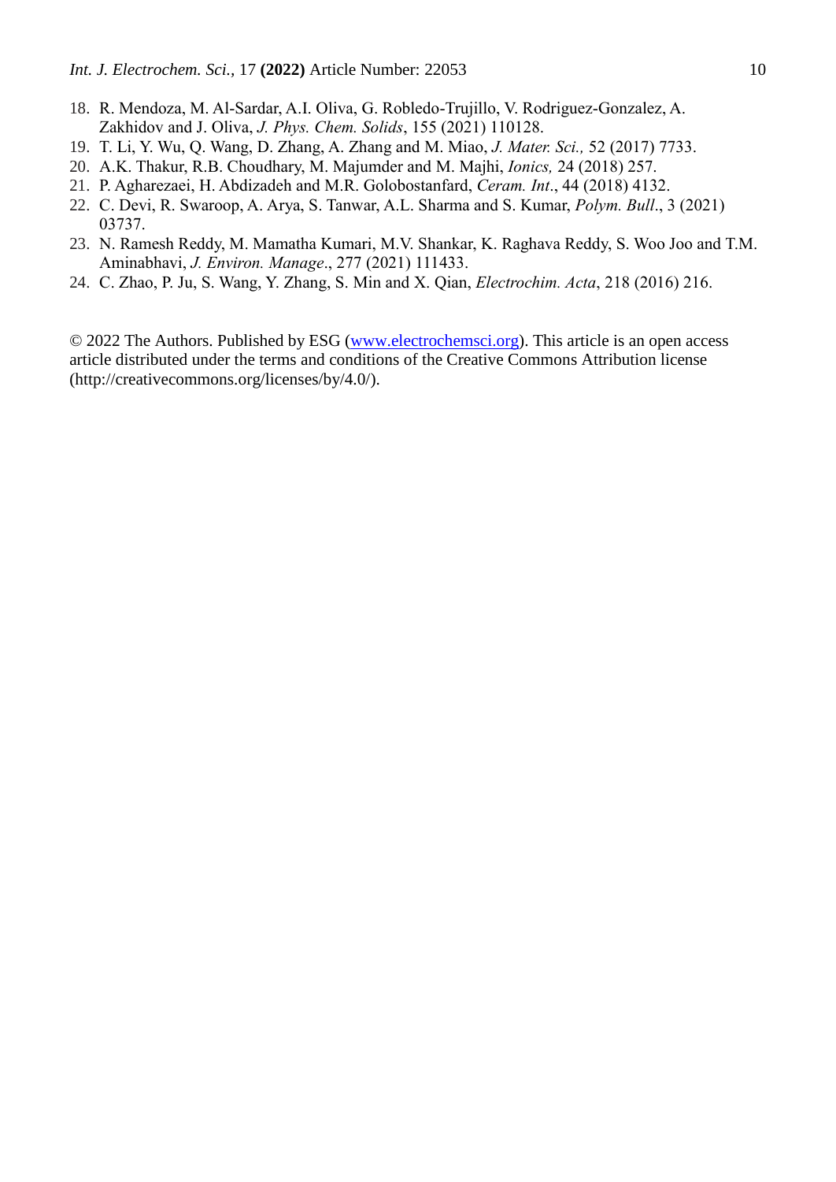18. R. Mendoza, M. Al-Sardar, A.I. Oliva, G. Robledo-Trujillo, V. Rodriguez-Gonzalez, A. Zakhidov and J. Oliva, *J. Phys. Chem. Solids*, 155 (2021) 110128.
19. T. Li, Y. Wu, Q. Wang, D. Zhang, A. Zhang and M. Miao, *J. Mater. Sci.,* 52 (2017) 7733.
20. A.K. Thakur, R.B. Choudhary, M. Majumder and M. Majhi, *Ionics,* 24 (2018) 257.
21. P. Agharezaei, H. Abdizadeh and M.R. Golobostanfard, *Ceram. Int*., 44 (2018) 4132.
22. C. Devi, R. Swaroop, A. Arya, S. Tanwar, A.L. Sharma and S. Kumar, *Polym. Bull*., 3 (2021) 03737.
23. N. Ramesh Reddy, M. Mamatha Kumari, M.V. Shankar, K. Raghava Reddy, S. Woo Joo and T.M. Aminabhavi, *J. Environ. Manage*., 277 (2021) 111433.
24. C. Zhao, P. Ju, S. Wang, Y. Zhang, S. Min and X. Qian, *Electrochim. Acta*, 218 (2016) 216.

© 2022 The Authors. Published by ESG (www.electrochemsci.org). This article is an open access article distributed under the terms and conditions of the Creative Commons Attribution license (http://creativecommons.org/licenses/by/4.0/).